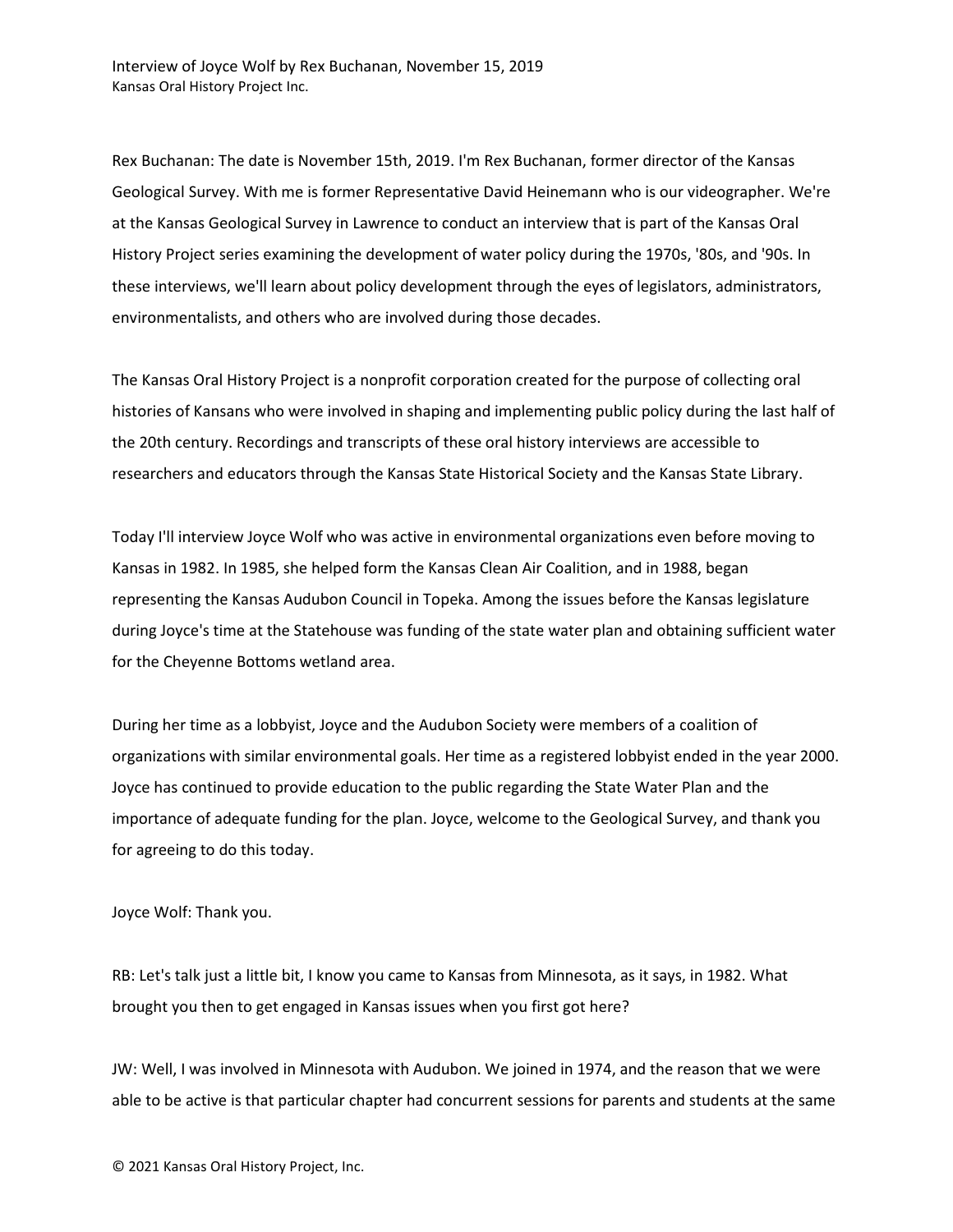Interview of Joyce Wolf by Rex Buchanan, November 15, 2019
Kansas Oral History Project Inc.

Rex Buchanan: The date is November 15th, 2019. I'm Rex Buchanan, former director of the Kansas Geological Survey. With me is former Representative David Heinemann who is our videographer. We're at the Kansas Geological Survey in Lawrence to conduct an interview that is part of the Kansas Oral History Project series examining the development of water policy during the 1970s, '80s, and '90s. In these interviews, we'll learn about policy development through the eyes of legislators, administrators, environmentalists, and others who are involved during those decades.

The Kansas Oral History Project is a nonprofit corporation created for the purpose of collecting oral histories of Kansans who were involved in shaping and implementing public policy during the last half of the 20th century. Recordings and transcripts of these oral history interviews are accessible to researchers and educators through the Kansas State Historical Society and the Kansas State Library.

Today I'll interview Joyce Wolf who was active in environmental organizations even before moving to Kansas in 1982. In 1985, she helped form the Kansas Clean Air Coalition, and in 1988, began representing the Kansas Audubon Council in Topeka. Among the issues before the Kansas legislature during Joyce's time at the Statehouse was funding of the state water plan and obtaining sufficient water for the Cheyenne Bottoms wetland area.

During her time as a lobbyist, Joyce and the Audubon Society were members of a coalition of organizations with similar environmental goals. Her time as a registered lobbyist ended in the year 2000. Joyce has continued to provide education to the public regarding the State Water Plan and the importance of adequate funding for the plan. Joyce, welcome to the Geological Survey, and thank you for agreeing to do this today.

Joyce Wolf: Thank you.

RB: Let's talk just a little bit, I know you came to Kansas from Minnesota, as it says, in 1982. What brought you then to get engaged in Kansas issues when you first got here?

JW: Well, I was involved in Minnesota with Audubon. We joined in 1974, and the reason that we were able to be active is that particular chapter had concurrent sessions for parents and students at the same

© 2021 Kansas Oral History Project, Inc.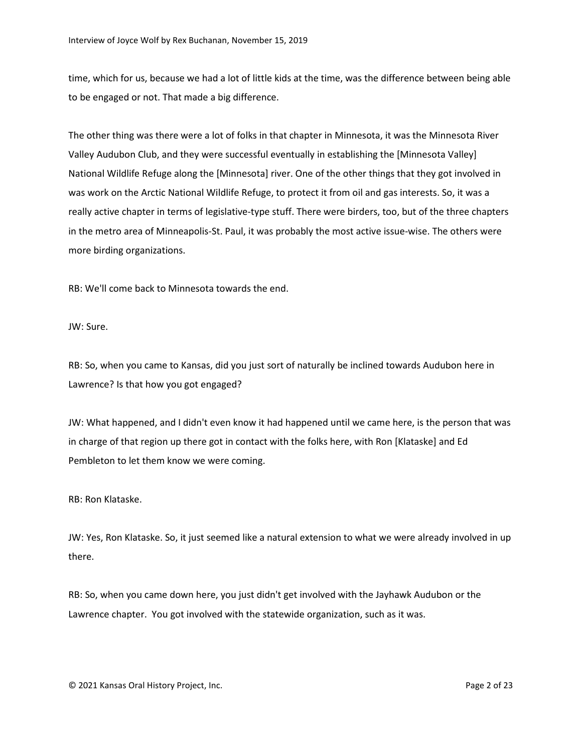time, which for us, because we had a lot of little kids at the time, was the difference between being able to be engaged or not. That made a big difference.

The other thing was there were a lot of folks in that chapter in Minnesota, it was the Minnesota River Valley Audubon Club, and they were successful eventually in establishing the [Minnesota Valley] National Wildlife Refuge along the [Minnesota] river. One of the other things that they got involved in was work on the Arctic National Wildlife Refuge, to protect it from oil and gas interests. So, it was a really active chapter in terms of legislative-type stuff. There were birders, too, but of the three chapters in the metro area of Minneapolis-St. Paul, it was probably the most active issue-wise. The others were more birding organizations.

RB: We'll come back to Minnesota towards the end.

JW: Sure.

RB: So, when you came to Kansas, did you just sort of naturally be inclined towards Audubon here in Lawrence? Is that how you got engaged?

JW: What happened, and I didn't even know it had happened until we came here, is the person that was in charge of that region up there got in contact with the folks here, with Ron [Klataske] and Ed Pembleton to let them know we were coming.

RB: Ron Klataske.

JW: Yes, Ron Klataske. So, it just seemed like a natural extension to what we were already involved in up there.

RB: So, when you came down here, you just didn't get involved with the Jayhawk Audubon or the Lawrence chapter. You got involved with the statewide organization, such as it was.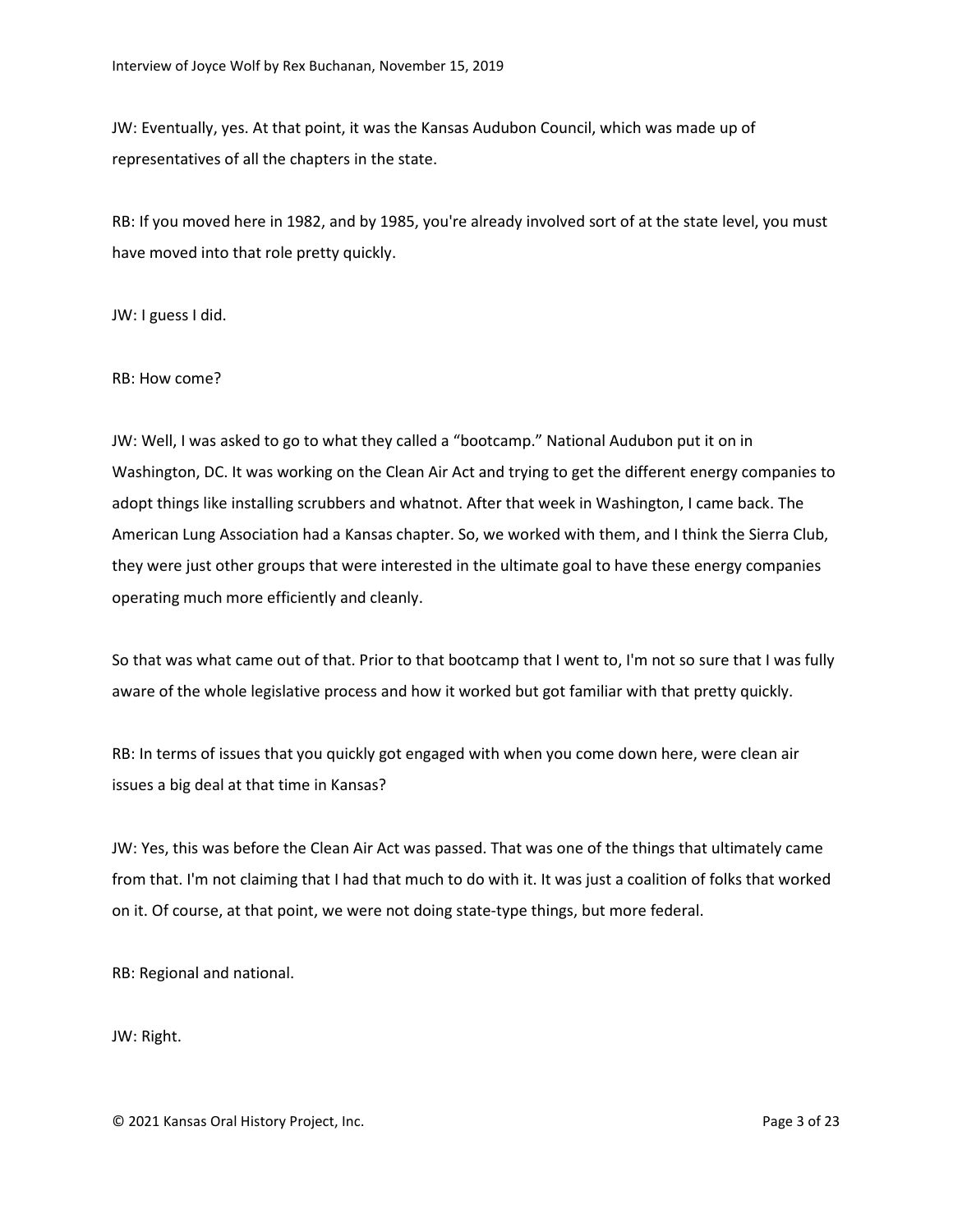JW: Eventually, yes. At that point, it was the Kansas Audubon Council, which was made up of representatives of all the chapters in the state.

RB: If you moved here in 1982, and by 1985, you're already involved sort of at the state level, you must have moved into that role pretty quickly.

JW: I guess I did.

RB: How come?

JW: Well, I was asked to go to what they called a "bootcamp." National Audubon put it on in Washington, DC. It was working on the Clean Air Act and trying to get the different energy companies to adopt things like installing scrubbers and whatnot. After that week in Washington, I came back. The American Lung Association had a Kansas chapter. So, we worked with them, and I think the Sierra Club, they were just other groups that were interested in the ultimate goal to have these energy companies operating much more efficiently and cleanly.

So that was what came out of that. Prior to that bootcamp that I went to, I'm not so sure that I was fully aware of the whole legislative process and how it worked but got familiar with that pretty quickly.

RB: In terms of issues that you quickly got engaged with when you come down here, were clean air issues a big deal at that time in Kansas?

JW: Yes, this was before the Clean Air Act was passed. That was one of the things that ultimately came from that. I'm not claiming that I had that much to do with it. It was just a coalition of folks that worked on it. Of course, at that point, we were not doing state-type things, but more federal.

RB: Regional and national.

JW: Right.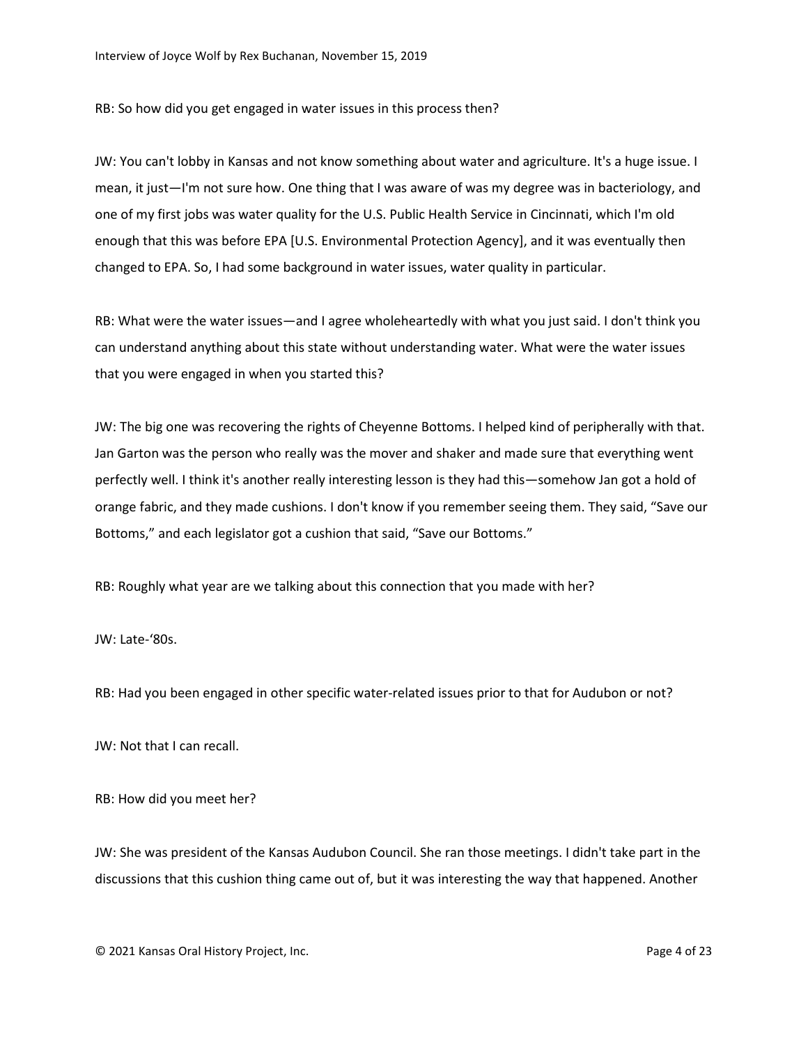RB: So how did you get engaged in water issues in this process then?

JW: You can't lobby in Kansas and not know something about water and agriculture. It's a huge issue. I mean, it just—I'm not sure how. One thing that I was aware of was my degree was in bacteriology, and one of my first jobs was water quality for the U.S. Public Health Service in Cincinnati, which I'm old enough that this was before EPA [U.S. Environmental Protection Agency], and it was eventually then changed to EPA. So, I had some background in water issues, water quality in particular.

RB: What were the water issues—and I agree wholeheartedly with what you just said. I don't think you can understand anything about this state without understanding water. What were the water issues that you were engaged in when you started this?

JW: The big one was recovering the rights of Cheyenne Bottoms. I helped kind of peripherally with that. Jan Garton was the person who really was the mover and shaker and made sure that everything went perfectly well. I think it's another really interesting lesson is they had this—somehow Jan got a hold of orange fabric, and they made cushions. I don't know if you remember seeing them. They said, "Save our Bottoms," and each legislator got a cushion that said, "Save our Bottoms."

RB: Roughly what year are we talking about this connection that you made with her?

JW: Late-'80s.

RB: Had you been engaged in other specific water-related issues prior to that for Audubon or not?

JW: Not that I can recall.

RB: How did you meet her?

JW: She was president of the Kansas Audubon Council. She ran those meetings. I didn't take part in the discussions that this cushion thing came out of, but it was interesting the way that happened. Another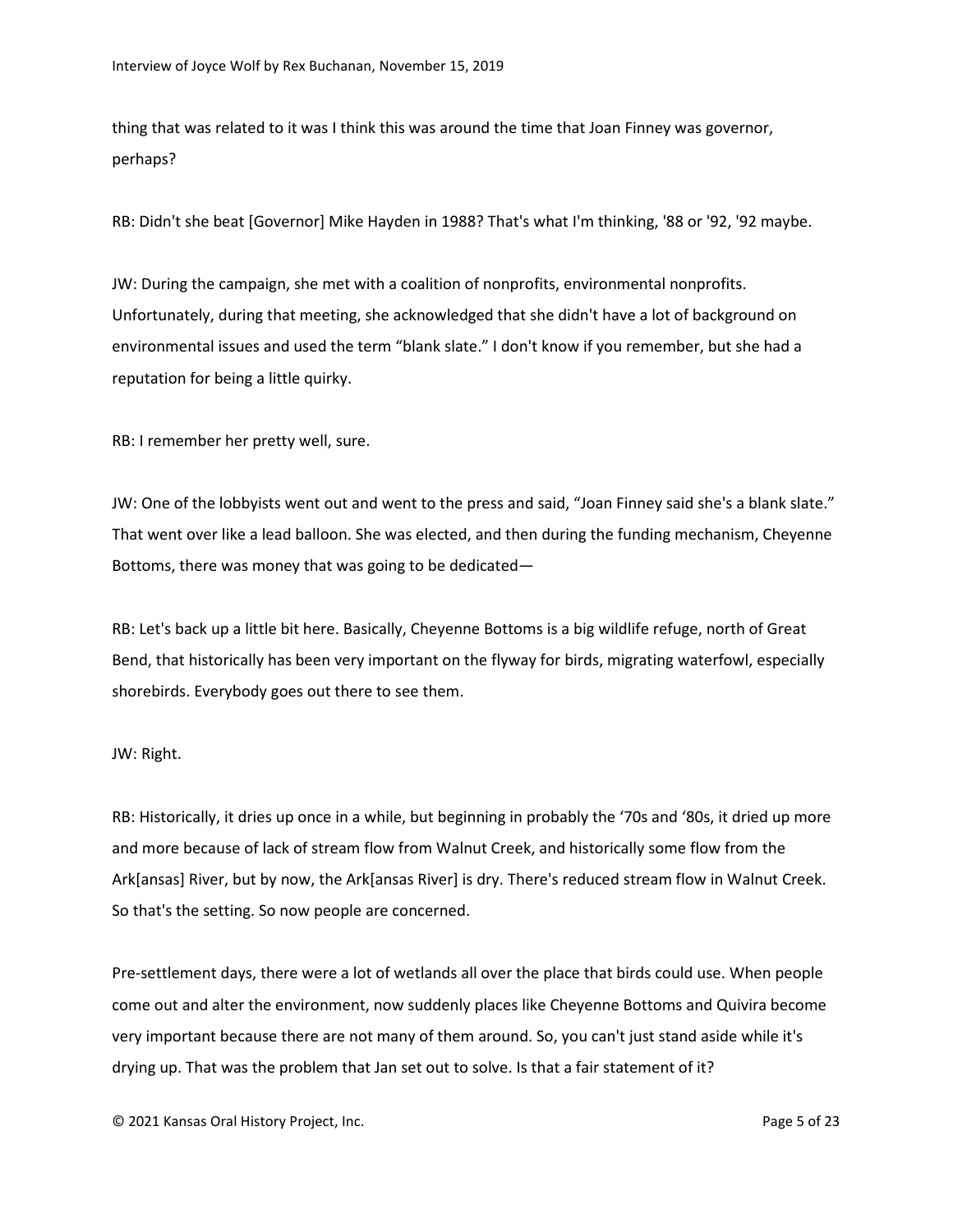thing that was related to it was I think this was around the time that Joan Finney was governor, perhaps?

RB: Didn't she beat [Governor] Mike Hayden in 1988? That's what I'm thinking, '88 or '92, '92 maybe.

JW: During the campaign, she met with a coalition of nonprofits, environmental nonprofits. Unfortunately, during that meeting, she acknowledged that she didn't have a lot of background on environmental issues and used the term "blank slate." I don't know if you remember, but she had a reputation for being a little quirky.

RB: I remember her pretty well, sure.

JW: One of the lobbyists went out and went to the press and said, "Joan Finney said she's a blank slate." That went over like a lead balloon. She was elected, and then during the funding mechanism, Cheyenne Bottoms, there was money that was going to be dedicated—

RB: Let's back up a little bit here. Basically, Cheyenne Bottoms is a big wildlife refuge, north of Great Bend, that historically has been very important on the flyway for birds, migrating waterfowl, especially shorebirds. Everybody goes out there to see them.

JW: Right.

RB: Historically, it dries up once in a while, but beginning in probably the '70s and '80s, it dried up more and more because of lack of stream flow from Walnut Creek, and historically some flow from the Ark[ansas] River, but by now, the Ark[ansas River] is dry. There's reduced stream flow in Walnut Creek. So that's the setting. So now people are concerned.

Pre-settlement days, there were a lot of wetlands all over the place that birds could use. When people come out and alter the environment, now suddenly places like Cheyenne Bottoms and Quivira become very important because there are not many of them around. So, you can't just stand aside while it's drying up. That was the problem that Jan set out to solve. Is that a fair statement of it?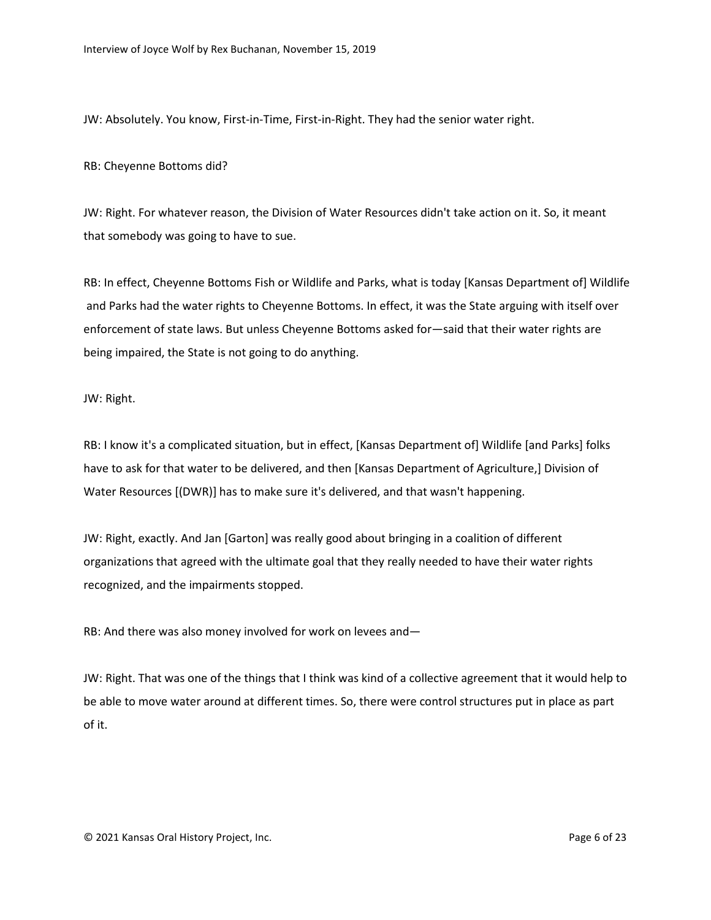JW: Absolutely. You know, First-in-Time, First-in-Right. They had the senior water right.

RB: Cheyenne Bottoms did?

JW: Right. For whatever reason, the Division of Water Resources didn't take action on it. So, it meant that somebody was going to have to sue.

RB: In effect, Cheyenne Bottoms Fish or Wildlife and Parks, what is today [Kansas Department of] Wildlife and Parks had the water rights to Cheyenne Bottoms. In effect, it was the State arguing with itself over enforcement of state laws. But unless Cheyenne Bottoms asked for—said that their water rights are being impaired, the State is not going to do anything.

JW: Right.

RB: I know it's a complicated situation, but in effect, [Kansas Department of] Wildlife [and Parks] folks have to ask for that water to be delivered, and then [Kansas Department of Agriculture,] Division of Water Resources [(DWR)] has to make sure it's delivered, and that wasn't happening.

JW: Right, exactly. And Jan [Garton] was really good about bringing in a coalition of different organizations that agreed with the ultimate goal that they really needed to have their water rights recognized, and the impairments stopped.

RB: And there was also money involved for work on levees and—

JW: Right. That was one of the things that I think was kind of a collective agreement that it would help to be able to move water around at different times. So, there were control structures put in place as part of it.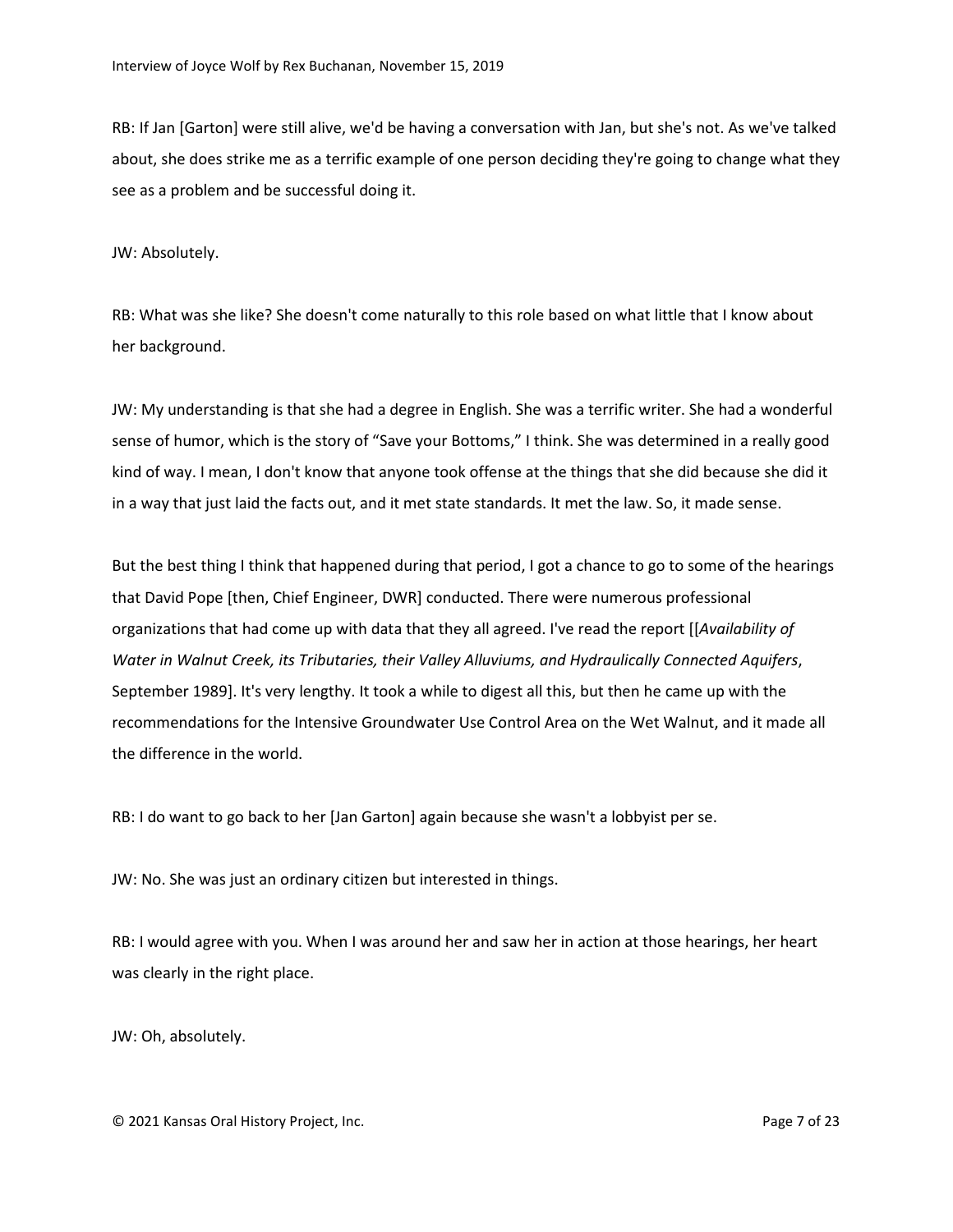RB: If Jan [Garton] were still alive, we'd be having a conversation with Jan, but she's not. As we've talked about, she does strike me as a terrific example of one person deciding they're going to change what they see as a problem and be successful doing it.

JW: Absolutely.

RB: What was she like? She doesn't come naturally to this role based on what little that I know about her background.

JW: My understanding is that she had a degree in English. She was a terrific writer. She had a wonderful sense of humor, which is the story of "Save your Bottoms," I think. She was determined in a really good kind of way. I mean, I don't know that anyone took offense at the things that she did because she did it in a way that just laid the facts out, and it met state standards. It met the law. So, it made sense.

But the best thing I think that happened during that period, I got a chance to go to some of the hearings that David Pope [then, Chief Engineer, DWR] conducted. There were numerous professional organizations that had come up with data that they all agreed. I've read the report [[*Availability of Water in Walnut Creek, its Tributaries, their Valley Alluviums, and Hydraulically Connected Aquifers*, September 1989]. It's very lengthy. It took a while to digest all this, but then he came up with the recommendations for the Intensive Groundwater Use Control Area on the Wet Walnut, and it made all the difference in the world.

RB: I do want to go back to her [Jan Garton] again because she wasn't a lobbyist per se.

JW: No. She was just an ordinary citizen but interested in things.

RB: I would agree with you. When I was around her and saw her in action at those hearings, her heart was clearly in the right place.

JW: Oh, absolutely.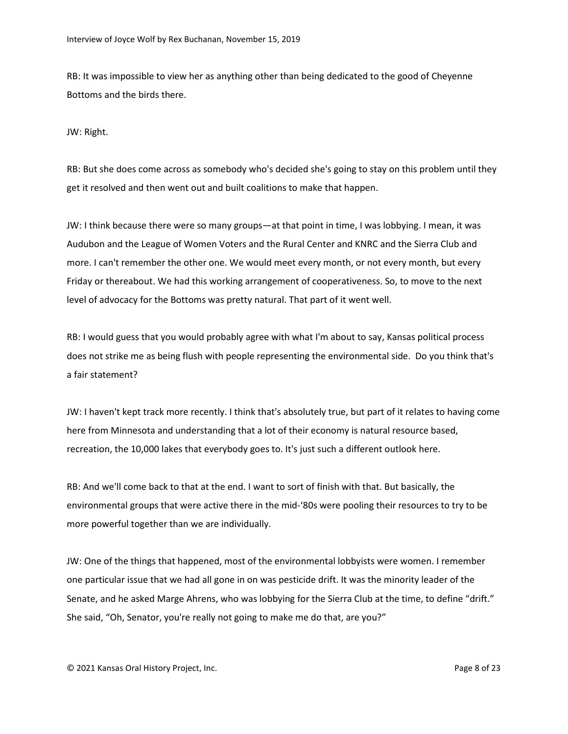RB: It was impossible to view her as anything other than being dedicated to the good of Cheyenne Bottoms and the birds there.

JW: Right.

RB: But she does come across as somebody who's decided she's going to stay on this problem until they get it resolved and then went out and built coalitions to make that happen.

JW: I think because there were so many groups—at that point in time, I was lobbying. I mean, it was Audubon and the League of Women Voters and the Rural Center and KNRC and the Sierra Club and more. I can't remember the other one. We would meet every month, or not every month, but every Friday or thereabout. We had this working arrangement of cooperativeness. So, to move to the next level of advocacy for the Bottoms was pretty natural. That part of it went well.

RB: I would guess that you would probably agree with what I'm about to say, Kansas political process does not strike me as being flush with people representing the environmental side. Do you think that's a fair statement?

JW: I haven't kept track more recently. I think that's absolutely true, but part of it relates to having come here from Minnesota and understanding that a lot of their economy is natural resource based, recreation, the 10,000 lakes that everybody goes to. It's just such a different outlook here.

RB: And we'll come back to that at the end. I want to sort of finish with that. But basically, the environmental groups that were active there in the mid-'80s were pooling their resources to try to be more powerful together than we are individually.

JW: One of the things that happened, most of the environmental lobbyists were women. I remember one particular issue that we had all gone in on was pesticide drift. It was the minority leader of the Senate, and he asked Marge Ahrens, who was lobbying for the Sierra Club at the time, to define "drift." She said, "Oh, Senator, you're really not going to make me do that, are you?"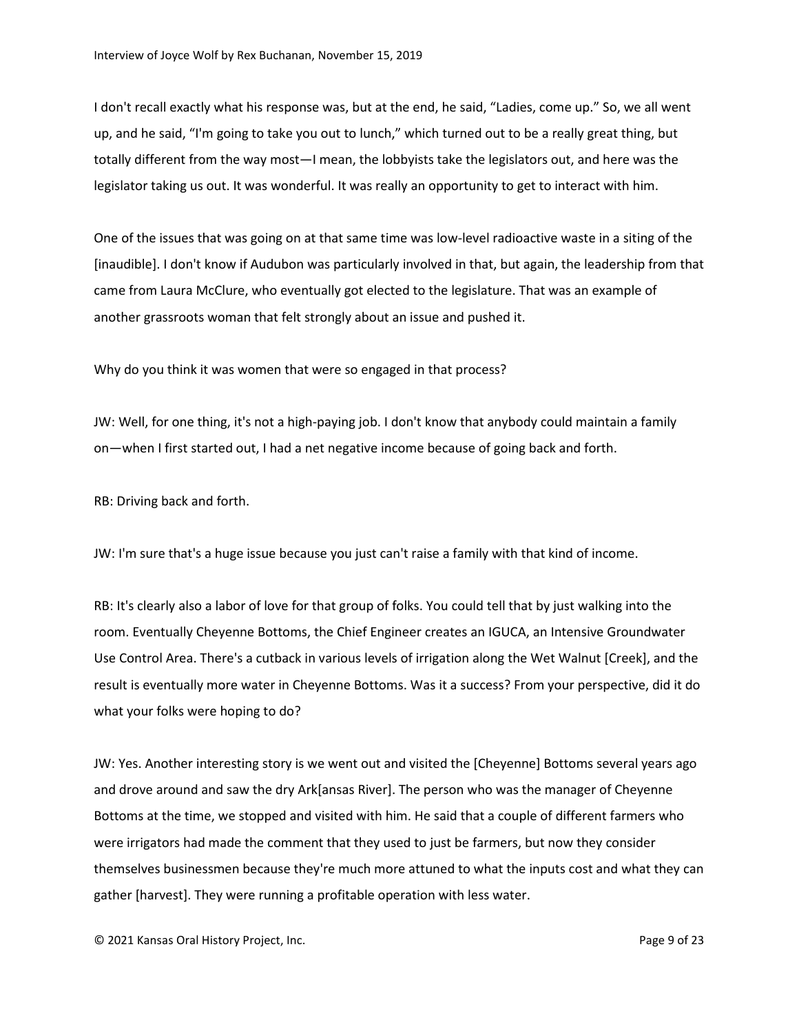I don't recall exactly what his response was, but at the end, he said, "Ladies, come up." So, we all went up, and he said, "I'm going to take you out to lunch," which turned out to be a really great thing, but totally different from the way most—I mean, the lobbyists take the legislators out, and here was the legislator taking us out. It was wonderful. It was really an opportunity to get to interact with him.

One of the issues that was going on at that same time was low-level radioactive waste in a siting of the [inaudible]. I don't know if Audubon was particularly involved in that, but again, the leadership from that came from Laura McClure, who eventually got elected to the legislature. That was an example of another grassroots woman that felt strongly about an issue and pushed it.

Why do you think it was women that were so engaged in that process?

JW: Well, for one thing, it's not a high-paying job. I don't know that anybody could maintain a family on—when I first started out, I had a net negative income because of going back and forth.

RB: Driving back and forth.

JW: I'm sure that's a huge issue because you just can't raise a family with that kind of income.

RB: It's clearly also a labor of love for that group of folks. You could tell that by just walking into the room. Eventually Cheyenne Bottoms, the Chief Engineer creates an IGUCA, an Intensive Groundwater Use Control Area. There's a cutback in various levels of irrigation along the Wet Walnut [Creek], and the result is eventually more water in Cheyenne Bottoms. Was it a success? From your perspective, did it do what your folks were hoping to do?

JW: Yes. Another interesting story is we went out and visited the [Cheyenne] Bottoms several years ago and drove around and saw the dry Ark[ansas River]. The person who was the manager of Cheyenne Bottoms at the time, we stopped and visited with him. He said that a couple of different farmers who were irrigators had made the comment that they used to just be farmers, but now they consider themselves businessmen because they're much more attuned to what the inputs cost and what they can gather [harvest]. They were running a profitable operation with less water.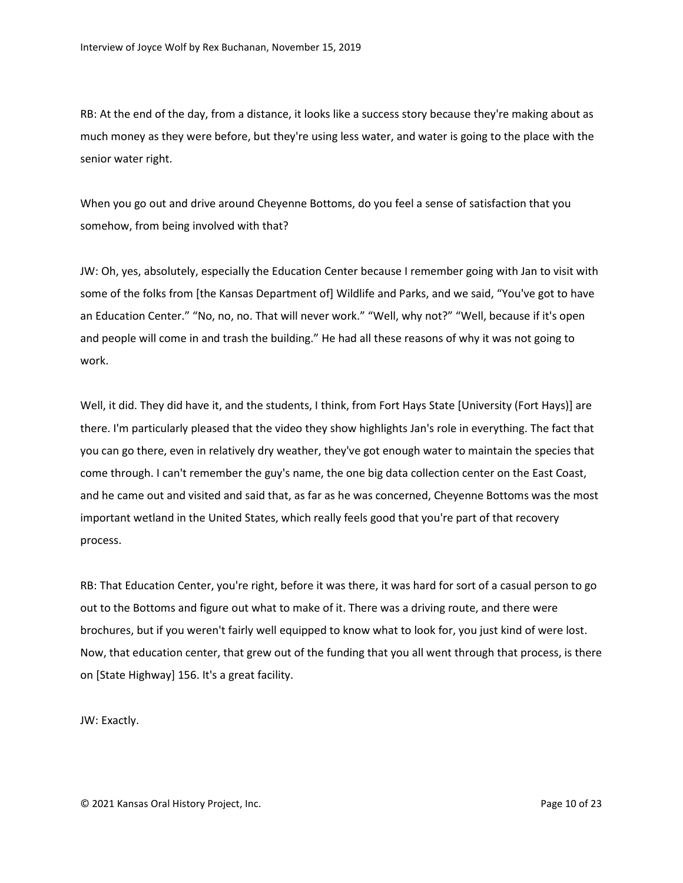RB: At the end of the day, from a distance, it looks like a success story because they're making about as much money as they were before, but they're using less water, and water is going to the place with the senior water right.

When you go out and drive around Cheyenne Bottoms, do you feel a sense of satisfaction that you somehow, from being involved with that?

JW: Oh, yes, absolutely, especially the Education Center because I remember going with Jan to visit with some of the folks from [the Kansas Department of] Wildlife and Parks, and we said, "You've got to have an Education Center." "No, no, no. That will never work." "Well, why not?" "Well, because if it's open and people will come in and trash the building." He had all these reasons of why it was not going to work.

Well, it did. They did have it, and the students, I think, from Fort Hays State [University (Fort Hays)] are there. I'm particularly pleased that the video they show highlights Jan's role in everything. The fact that you can go there, even in relatively dry weather, they've got enough water to maintain the species that come through. I can't remember the guy's name, the one big data collection center on the East Coast, and he came out and visited and said that, as far as he was concerned, Cheyenne Bottoms was the most important wetland in the United States, which really feels good that you're part of that recovery process.

RB: That Education Center, you're right, before it was there, it was hard for sort of a casual person to go out to the Bottoms and figure out what to make of it. There was a driving route, and there were brochures, but if you weren't fairly well equipped to know what to look for, you just kind of were lost. Now, that education center, that grew out of the funding that you all went through that process, is there on [State Highway] 156. It's a great facility.

JW: Exactly.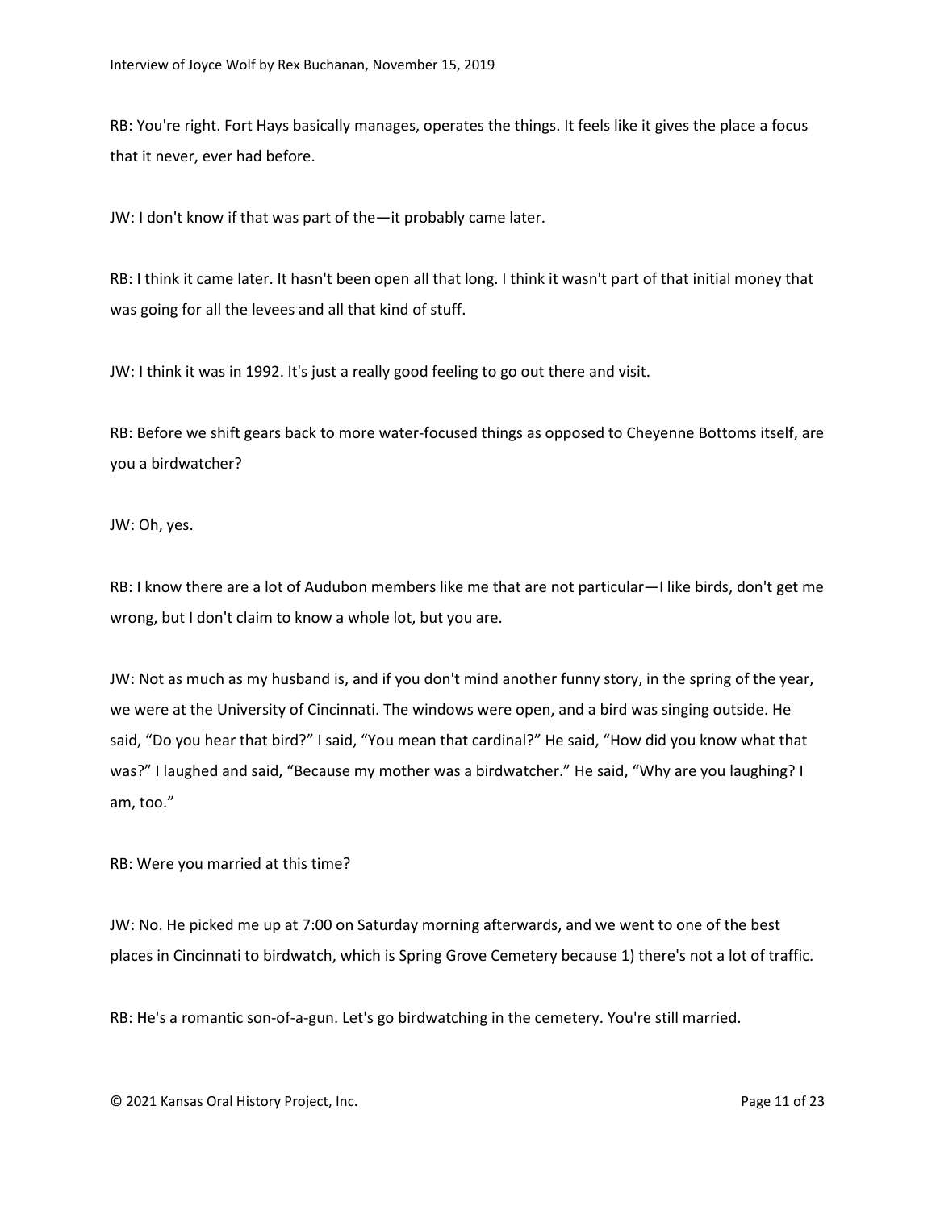RB: You're right. Fort Hays basically manages, operates the things. It feels like it gives the place a focus that it never, ever had before.

JW: I don't know if that was part of the—it probably came later.

RB: I think it came later. It hasn't been open all that long. I think it wasn't part of that initial money that was going for all the levees and all that kind of stuff.

JW: I think it was in 1992. It's just a really good feeling to go out there and visit.

RB: Before we shift gears back to more water-focused things as opposed to Cheyenne Bottoms itself, are you a birdwatcher?

JW: Oh, yes.

RB: I know there are a lot of Audubon members like me that are not particular—I like birds, don't get me wrong, but I don't claim to know a whole lot, but you are.

JW: Not as much as my husband is, and if you don't mind another funny story, in the spring of the year, we were at the University of Cincinnati. The windows were open, and a bird was singing outside. He said, "Do you hear that bird?" I said, "You mean that cardinal?" He said, "How did you know what that was?" I laughed and said, "Because my mother was a birdwatcher." He said, "Why are you laughing? I am, too."

RB: Were you married at this time?

JW: No. He picked me up at 7:00 on Saturday morning afterwards, and we went to one of the best places in Cincinnati to birdwatch, which is Spring Grove Cemetery because 1) there's not a lot of traffic.

RB: He's a romantic son-of-a-gun. Let's go birdwatching in the cemetery. You're still married.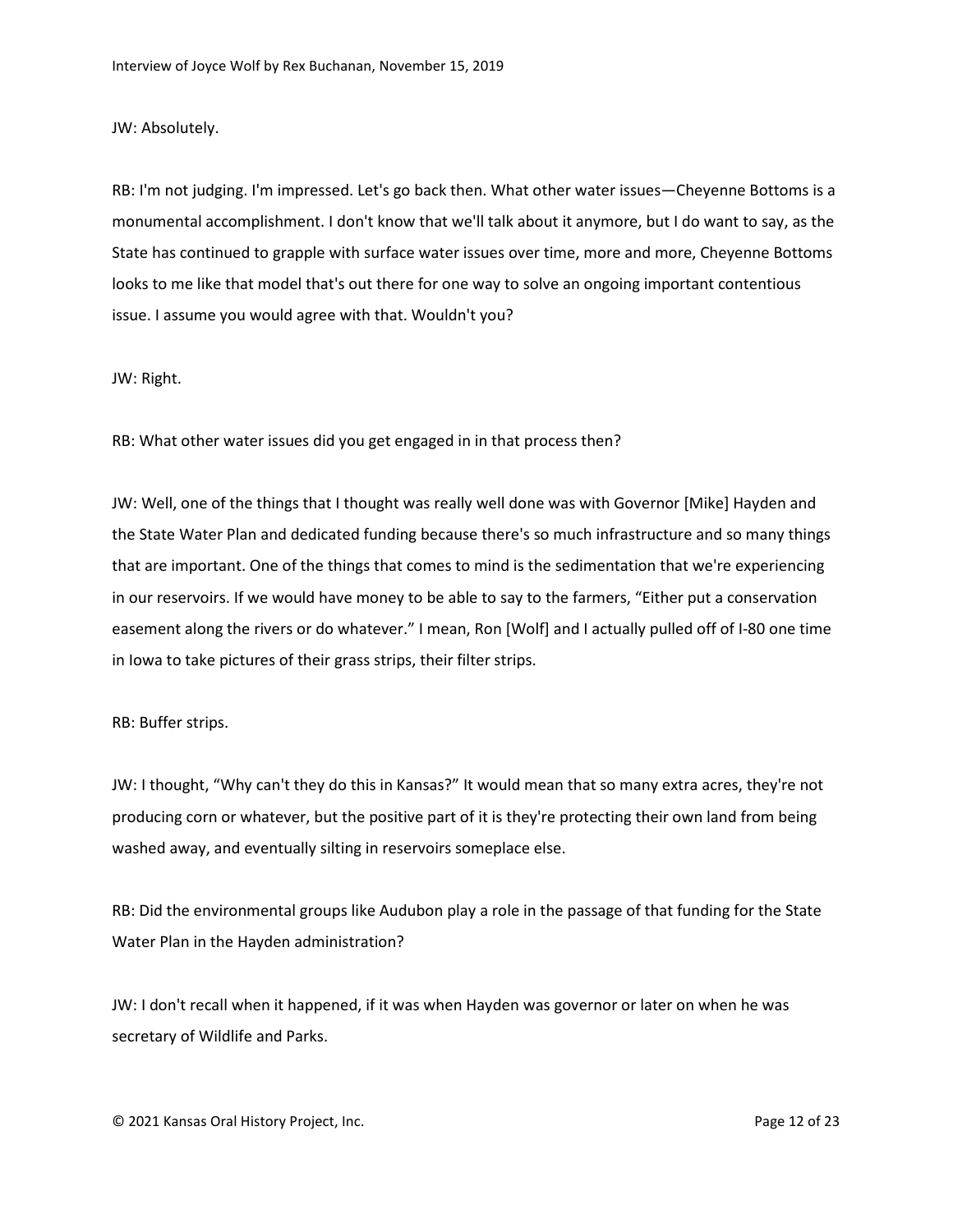JW: Absolutely.

RB: I'm not judging. I'm impressed. Let's go back then. What other water issues—Cheyenne Bottoms is a monumental accomplishment. I don't know that we'll talk about it anymore, but I do want to say, as the State has continued to grapple with surface water issues over time, more and more, Cheyenne Bottoms looks to me like that model that's out there for one way to solve an ongoing important contentious issue. I assume you would agree with that. Wouldn't you?

JW: Right.

RB: What other water issues did you get engaged in in that process then?

JW: Well, one of the things that I thought was really well done was with Governor [Mike] Hayden and the State Water Plan and dedicated funding because there's so much infrastructure and so many things that are important. One of the things that comes to mind is the sedimentation that we're experiencing in our reservoirs. If we would have money to be able to say to the farmers, "Either put a conservation easement along the rivers or do whatever." I mean, Ron [Wolf] and I actually pulled off of I-80 one time in Iowa to take pictures of their grass strips, their filter strips.

RB: Buffer strips.

JW: I thought, "Why can't they do this in Kansas?" It would mean that so many extra acres, they're not producing corn or whatever, but the positive part of it is they're protecting their own land from being washed away, and eventually silting in reservoirs someplace else.

RB: Did the environmental groups like Audubon play a role in the passage of that funding for the State Water Plan in the Hayden administration?

JW: I don't recall when it happened, if it was when Hayden was governor or later on when he was secretary of Wildlife and Parks.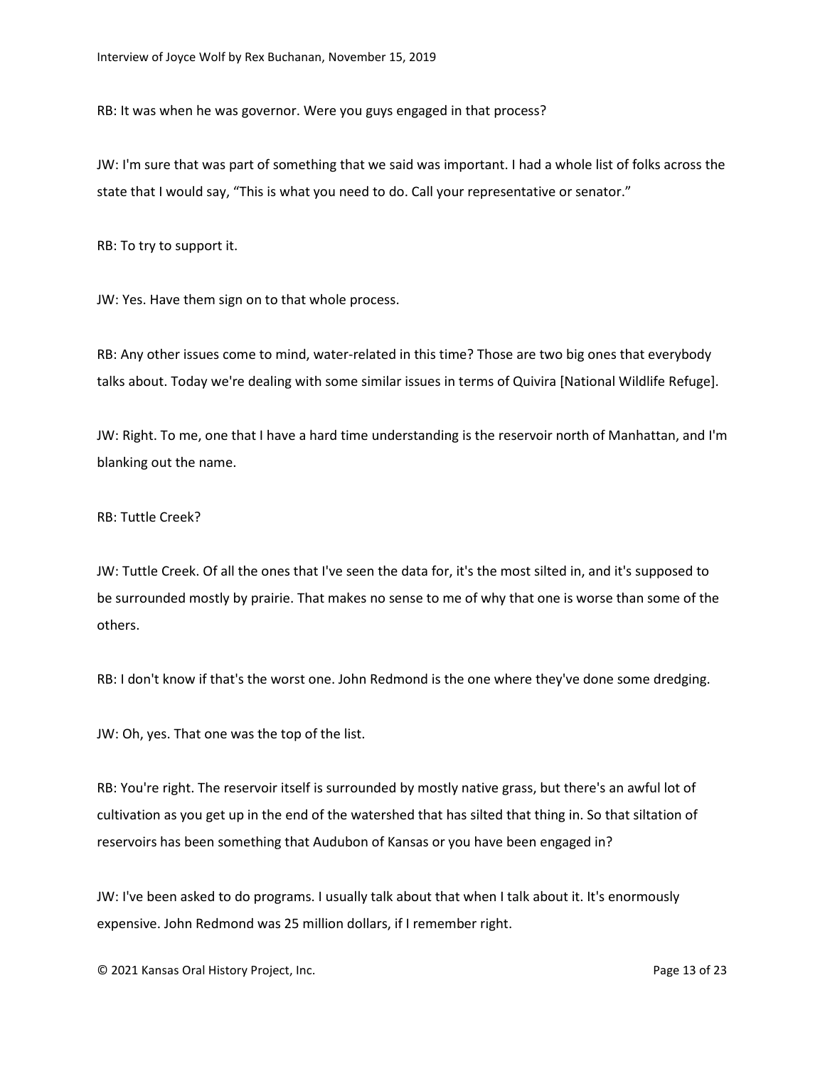RB: It was when he was governor. Were you guys engaged in that process?

JW: I'm sure that was part of something that we said was important. I had a whole list of folks across the state that I would say, “This is what you need to do. Call your representative or senator.”

RB: To try to support it.

JW: Yes. Have them sign on to that whole process.

RB: Any other issues come to mind, water-related in this time? Those are two big ones that everybody talks about. Today we're dealing with some similar issues in terms of Quivira [National Wildlife Refuge].

JW: Right. To me, one that I have a hard time understanding is the reservoir north of Manhattan, and I'm blanking out the name.

RB: Tuttle Creek?

JW: Tuttle Creek. Of all the ones that I've seen the data for, it's the most silted in, and it's supposed to be surrounded mostly by prairie. That makes no sense to me of why that one is worse than some of the others.

RB: I don't know if that's the worst one. John Redmond is the one where they've done some dredging.

JW: Oh, yes. That one was the top of the list.

RB: You're right. The reservoir itself is surrounded by mostly native grass, but there's an awful lot of cultivation as you get up in the end of the watershed that has silted that thing in. So that siltation of reservoirs has been something that Audubon of Kansas or you have been engaged in?

JW: I've been asked to do programs. I usually talk about that when I talk about it. It's enormously expensive. John Redmond was 25 million dollars, if I remember right.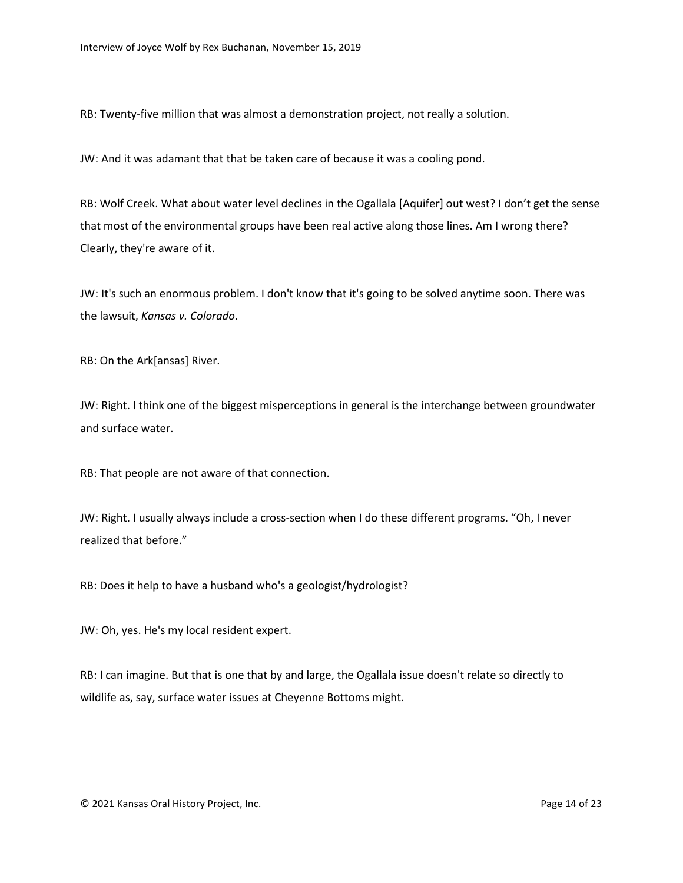RB: Twenty-five million that was almost a demonstration project, not really a solution.

JW: And it was adamant that that be taken care of because it was a cooling pond.

RB: Wolf Creek. What about water level declines in the Ogallala [Aquifer] out west? I don't get the sense that most of the environmental groups have been real active along those lines. Am I wrong there? Clearly, they're aware of it.

JW: It's such an enormous problem. I don't know that it's going to be solved anytime soon. There was the lawsuit, *Kansas v. Colorado*.

RB: On the Ark[ansas] River.

JW: Right. I think one of the biggest misperceptions in general is the interchange between groundwater and surface water.

RB: That people are not aware of that connection.

JW: Right. I usually always include a cross-section when I do these different programs. "Oh, I never realized that before."

RB: Does it help to have a husband who's a geologist/hydrologist?

JW: Oh, yes. He's my local resident expert.

RB: I can imagine. But that is one that by and large, the Ogallala issue doesn't relate so directly to wildlife as, say, surface water issues at Cheyenne Bottoms might.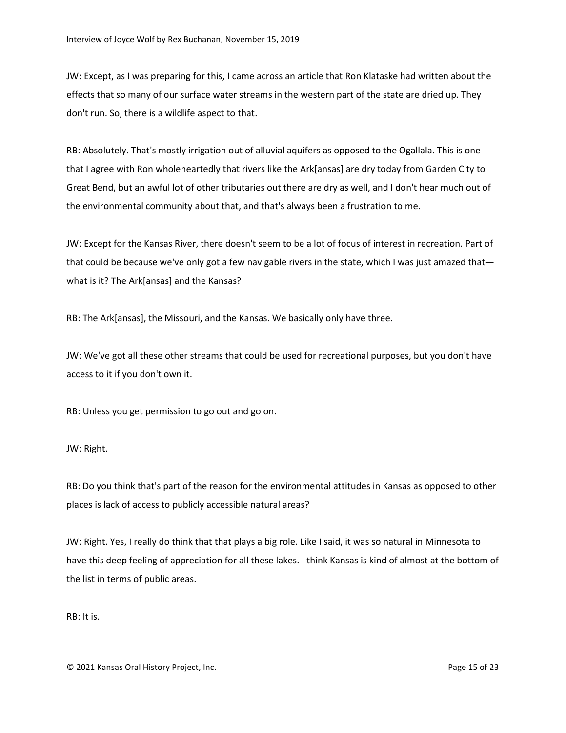JW: Except, as I was preparing for this, I came across an article that Ron Klataske had written about the effects that so many of our surface water streams in the western part of the state are dried up. They don't run. So, there is a wildlife aspect to that.

RB: Absolutely. That's mostly irrigation out of alluvial aquifers as opposed to the Ogallala. This is one that I agree with Ron wholeheartedly that rivers like the Ark[ansas] are dry today from Garden City to Great Bend, but an awful lot of other tributaries out there are dry as well, and I don't hear much out of the environmental community about that, and that's always been a frustration to me.

JW: Except for the Kansas River, there doesn't seem to be a lot of focus of interest in recreation. Part of that could be because we've only got a few navigable rivers in the state, which I was just amazed that—what is it? The Ark[ansas] and the Kansas?

RB: The Ark[ansas], the Missouri, and the Kansas. We basically only have three.

JW: We've got all these other streams that could be used for recreational purposes, but you don't have access to it if you don't own it.

RB: Unless you get permission to go out and go on.

JW: Right.

RB: Do you think that's part of the reason for the environmental attitudes in Kansas as opposed to other places is lack of access to publicly accessible natural areas?

JW: Right. Yes, I really do think that that plays a big role. Like I said, it was so natural in Minnesota to have this deep feeling of appreciation for all these lakes. I think Kansas is kind of almost at the bottom of the list in terms of public areas.

RB: It is.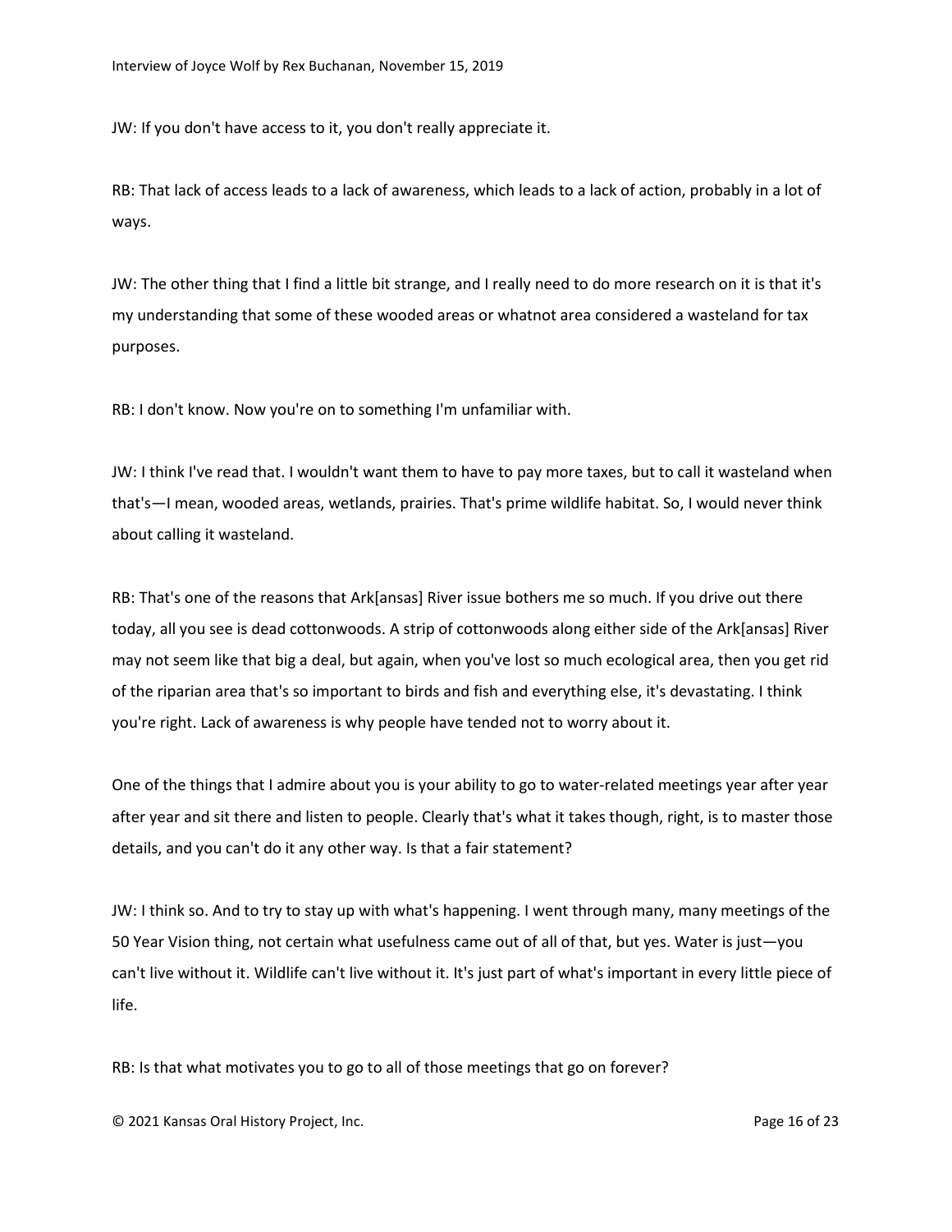JW: If you don't have access to it, you don't really appreciate it.

RB: That lack of access leads to a lack of awareness, which leads to a lack of action, probably in a lot of ways.

JW: The other thing that I find a little bit strange, and I really need to do more research on it is that it's my understanding that some of these wooded areas or whatnot area considered a wasteland for tax purposes.

RB: I don't know. Now you're on to something I'm unfamiliar with.

JW: I think I've read that. I wouldn't want them to have to pay more taxes, but to call it wasteland when that's—I mean, wooded areas, wetlands, prairies. That's prime wildlife habitat. So, I would never think about calling it wasteland.

RB: That's one of the reasons that Ark[ansas] River issue bothers me so much. If you drive out there today, all you see is dead cottonwoods. A strip of cottonwoods along either side of the Ark[ansas] River may not seem like that big a deal, but again, when you've lost so much ecological area, then you get rid of the riparian area that's so important to birds and fish and everything else, it's devastating. I think you're right. Lack of awareness is why people have tended not to worry about it.

One of the things that I admire about you is your ability to go to water-related meetings year after year after year and sit there and listen to people. Clearly that's what it takes though, right, is to master those details, and you can't do it any other way. Is that a fair statement?

JW: I think so. And to try to stay up with what's happening. I went through many, many meetings of the 50 Year Vision thing, not certain what usefulness came out of all of that, but yes. Water is just—you can't live without it. Wildlife can't live without it. It's just part of what's important in every little piece of life.

RB: Is that what motivates you to go to all of those meetings that go on forever?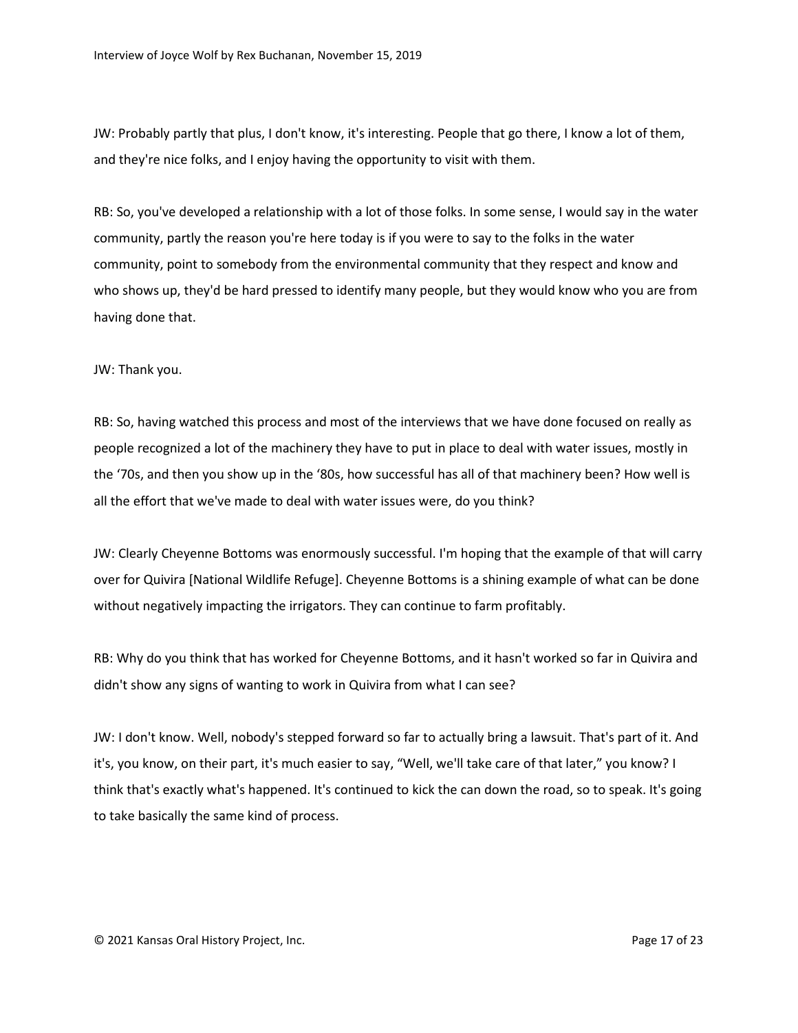JW: Probably partly that plus, I don't know, it's interesting. People that go there, I know a lot of them, and they're nice folks, and I enjoy having the opportunity to visit with them.

RB: So, you've developed a relationship with a lot of those folks. In some sense, I would say in the water community, partly the reason you're here today is if you were to say to the folks in the water community, point to somebody from the environmental community that they respect and know and who shows up, they'd be hard pressed to identify many people, but they would know who you are from having done that.

JW: Thank you.

RB: So, having watched this process and most of the interviews that we have done focused on really as people recognized a lot of the machinery they have to put in place to deal with water issues, mostly in the '70s, and then you show up in the '80s, how successful has all of that machinery been? How well is all the effort that we've made to deal with water issues were, do you think?

JW: Clearly Cheyenne Bottoms was enormously successful. I'm hoping that the example of that will carry over for Quivira [National Wildlife Refuge]. Cheyenne Bottoms is a shining example of what can be done without negatively impacting the irrigators. They can continue to farm profitably.

RB: Why do you think that has worked for Cheyenne Bottoms, and it hasn't worked so far in Quivira and didn't show any signs of wanting to work in Quivira from what I can see?

JW: I don't know. Well, nobody's stepped forward so far to actually bring a lawsuit. That's part of it. And it's, you know, on their part, it's much easier to say, "Well, we'll take care of that later," you know? I think that's exactly what's happened. It's continued to kick the can down the road, so to speak. It's going to take basically the same kind of process.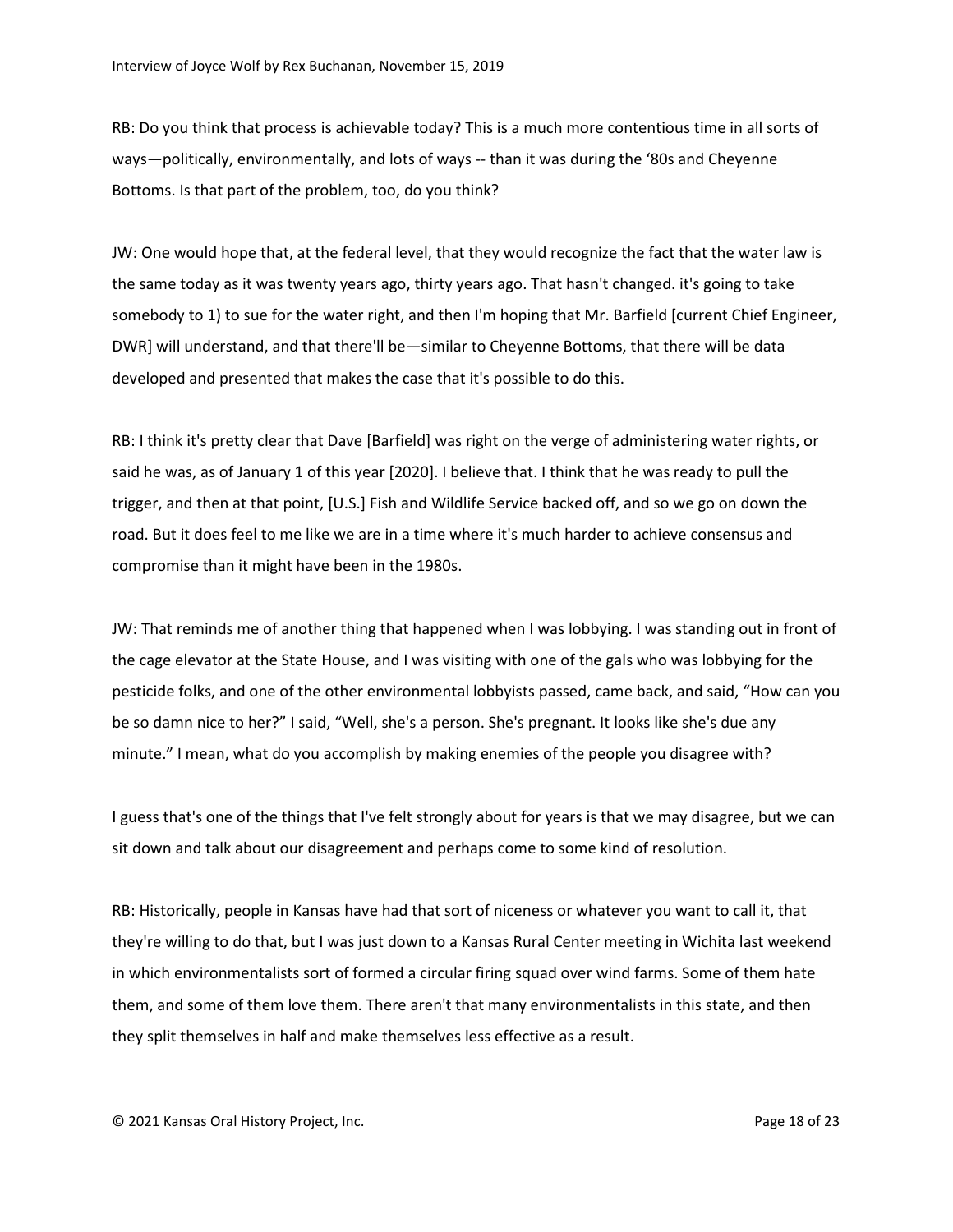RB: Do you think that process is achievable today? This is a much more contentious time in all sorts of ways—politically, environmentally, and lots of ways -- than it was during the '80s and Cheyenne Bottoms. Is that part of the problem, too, do you think?

JW: One would hope that, at the federal level, that they would recognize the fact that the water law is the same today as it was twenty years ago, thirty years ago. That hasn't changed. it's going to take somebody to 1) to sue for the water right, and then I'm hoping that Mr. Barfield [current Chief Engineer, DWR] will understand, and that there'll be—similar to Cheyenne Bottoms, that there will be data developed and presented that makes the case that it's possible to do this.

RB: I think it's pretty clear that Dave [Barfield] was right on the verge of administering water rights, or said he was, as of January 1 of this year [2020]. I believe that. I think that he was ready to pull the trigger, and then at that point, [U.S.] Fish and Wildlife Service backed off, and so we go on down the road. But it does feel to me like we are in a time where it's much harder to achieve consensus and compromise than it might have been in the 1980s.

JW: That reminds me of another thing that happened when I was lobbying. I was standing out in front of the cage elevator at the State House, and I was visiting with one of the gals who was lobbying for the pesticide folks, and one of the other environmental lobbyists passed, came back, and said, "How can you be so damn nice to her?" I said, "Well, she's a person. She's pregnant. It looks like she's due any minute." I mean, what do you accomplish by making enemies of the people you disagree with?

I guess that's one of the things that I've felt strongly about for years is that we may disagree, but we can sit down and talk about our disagreement and perhaps come to some kind of resolution.

RB: Historically, people in Kansas have had that sort of niceness or whatever you want to call it, that they're willing to do that, but I was just down to a Kansas Rural Center meeting in Wichita last weekend in which environmentalists sort of formed a circular firing squad over wind farms. Some of them hate them, and some of them love them. There aren't that many environmentalists in this state, and then they split themselves in half and make themselves less effective as a result.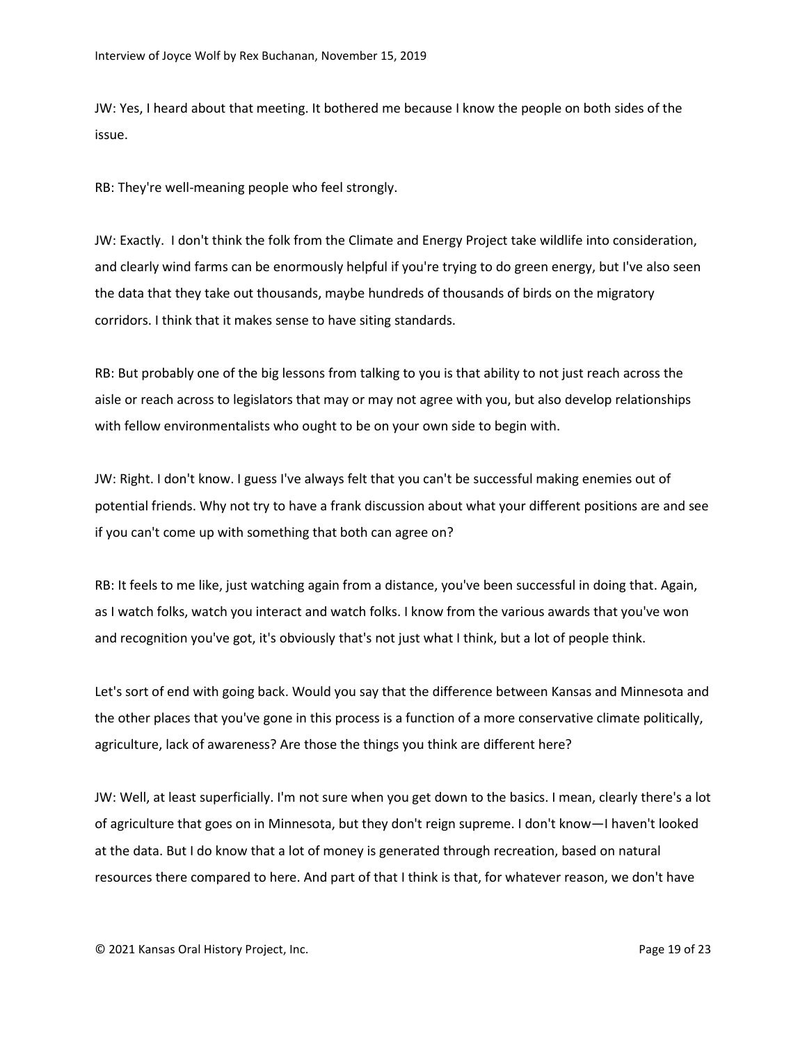JW: Yes, I heard about that meeting. It bothered me because I know the people on both sides of the issue.

RB: They're well-meaning people who feel strongly.

JW: Exactly. I don't think the folk from the Climate and Energy Project take wildlife into consideration, and clearly wind farms can be enormously helpful if you're trying to do green energy, but I've also seen the data that they take out thousands, maybe hundreds of thousands of birds on the migratory corridors. I think that it makes sense to have siting standards.

RB: But probably one of the big lessons from talking to you is that ability to not just reach across the aisle or reach across to legislators that may or may not agree with you, but also develop relationships with fellow environmentalists who ought to be on your own side to begin with.

JW: Right. I don't know. I guess I've always felt that you can't be successful making enemies out of potential friends. Why not try to have a frank discussion about what your different positions are and see if you can't come up with something that both can agree on?

RB: It feels to me like, just watching again from a distance, you've been successful in doing that. Again, as I watch folks, watch you interact and watch folks. I know from the various awards that you've won and recognition you've got, it's obviously that's not just what I think, but a lot of people think.

Let's sort of end with going back. Would you say that the difference between Kansas and Minnesota and the other places that you've gone in this process is a function of a more conservative climate politically, agriculture, lack of awareness? Are those the things you think are different here?

JW: Well, at least superficially. I'm not sure when you get down to the basics. I mean, clearly there's a lot of agriculture that goes on in Minnesota, but they don't reign supreme. I don't know—I haven't looked at the data. But I do know that a lot of money is generated through recreation, based on natural resources there compared to here. And part of that I think is that, for whatever reason, we don't have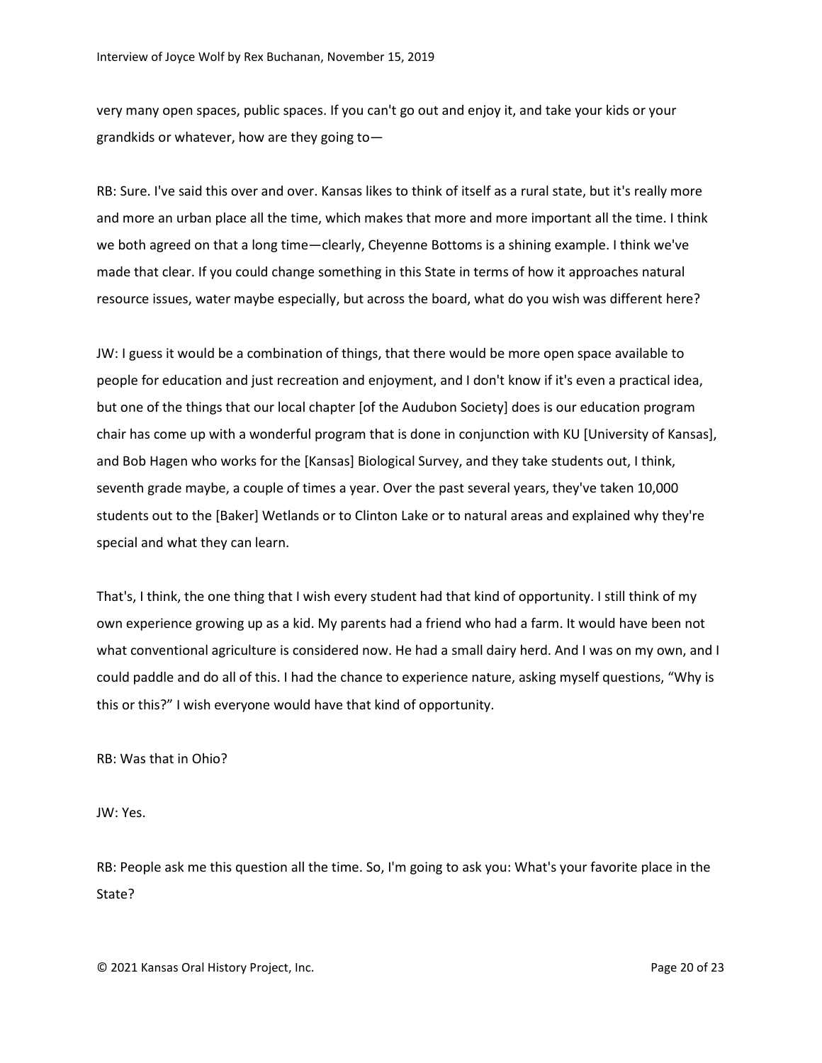very many open spaces, public spaces. If you can't go out and enjoy it, and take your kids or your grandkids or whatever, how are they going to—

RB: Sure. I've said this over and over. Kansas likes to think of itself as a rural state, but it's really more and more an urban place all the time, which makes that more and more important all the time. I think we both agreed on that a long time—clearly, Cheyenne Bottoms is a shining example. I think we've made that clear. If you could change something in this State in terms of how it approaches natural resource issues, water maybe especially, but across the board, what do you wish was different here?

JW: I guess it would be a combination of things, that there would be more open space available to people for education and just recreation and enjoyment, and I don't know if it's even a practical idea, but one of the things that our local chapter [of the Audubon Society] does is our education program chair has come up with a wonderful program that is done in conjunction with KU [University of Kansas], and Bob Hagen who works for the [Kansas] Biological Survey, and they take students out, I think, seventh grade maybe, a couple of times a year. Over the past several years, they've taken 10,000 students out to the [Baker] Wetlands or to Clinton Lake or to natural areas and explained why they're special and what they can learn.

That's, I think, the one thing that I wish every student had that kind of opportunity. I still think of my own experience growing up as a kid. My parents had a friend who had a farm. It would have been not what conventional agriculture is considered now. He had a small dairy herd. And I was on my own, and I could paddle and do all of this. I had the chance to experience nature, asking myself questions, "Why is this or this?" I wish everyone would have that kind of opportunity.

RB: Was that in Ohio?

JW: Yes.

RB: People ask me this question all the time. So, I'm going to ask you: What's your favorite place in the State?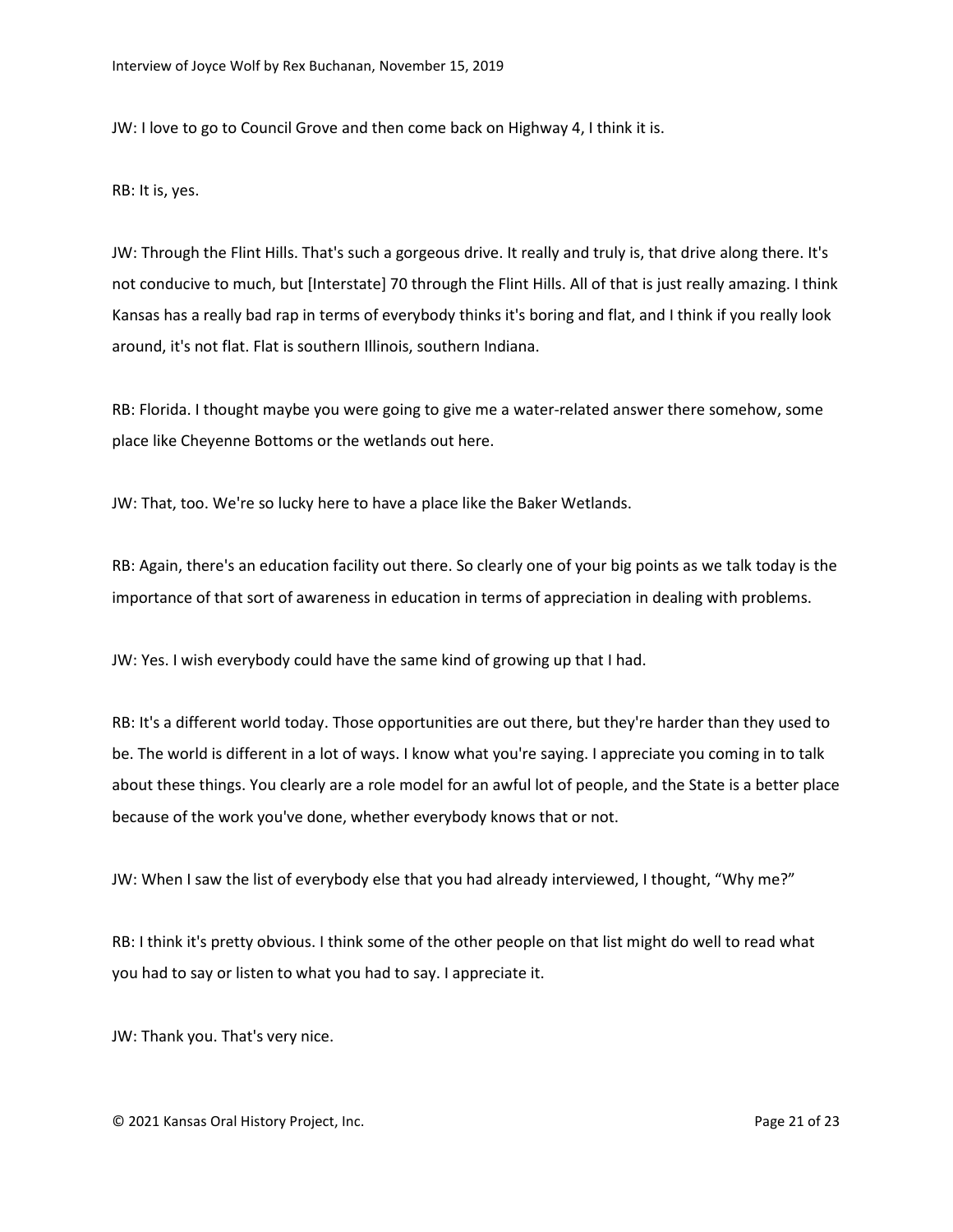JW: I love to go to Council Grove and then come back on Highway 4, I think it is.

RB: It is, yes.

JW: Through the Flint Hills. That's such a gorgeous drive. It really and truly is, that drive along there. It's not conducive to much, but [Interstate] 70 through the Flint Hills. All of that is just really amazing. I think Kansas has a really bad rap in terms of everybody thinks it's boring and flat, and I think if you really look around, it's not flat. Flat is southern Illinois, southern Indiana.

RB: Florida. I thought maybe you were going to give me a water-related answer there somehow, some place like Cheyenne Bottoms or the wetlands out here.

JW: That, too. We're so lucky here to have a place like the Baker Wetlands.

RB: Again, there's an education facility out there. So clearly one of your big points as we talk today is the importance of that sort of awareness in education in terms of appreciation in dealing with problems.

JW: Yes. I wish everybody could have the same kind of growing up that I had.

RB: It's a different world today. Those opportunities are out there, but they're harder than they used to be. The world is different in a lot of ways. I know what you're saying. I appreciate you coming in to talk about these things. You clearly are a role model for an awful lot of people, and the State is a better place because of the work you've done, whether everybody knows that or not.

JW: When I saw the list of everybody else that you had already interviewed, I thought, "Why me?"

RB: I think it's pretty obvious. I think some of the other people on that list might do well to read what you had to say or listen to what you had to say. I appreciate it.

JW: Thank you. That's very nice.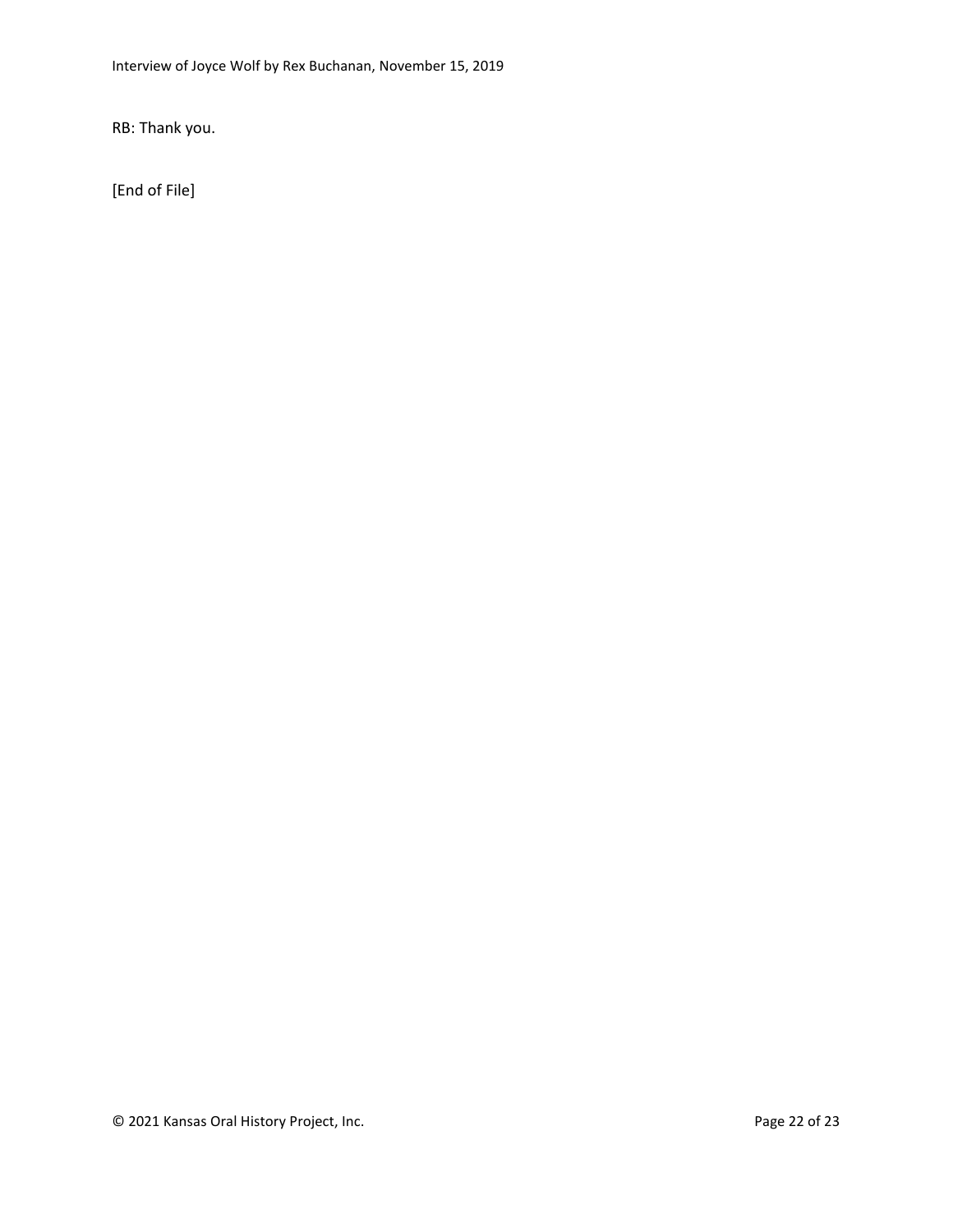RB: Thank you.

[End of File]